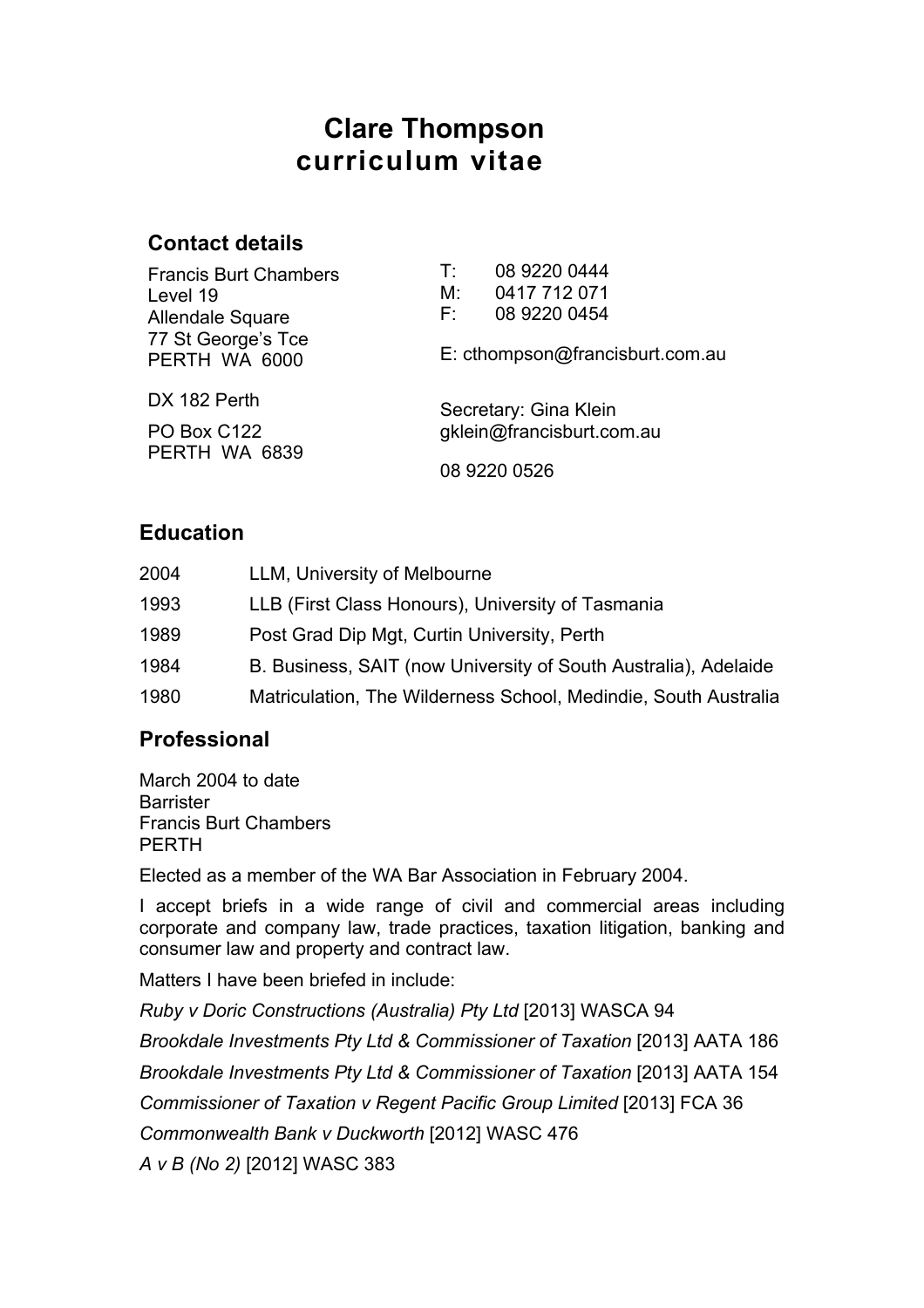# Clare Thompson
## curriculum vitae

### Contact details

Francis Burt Chambers
Level 19
Allendale Square
77 St George's Tce
PERTH WA 6000

DX 182 Perth

PO Box C122
PERTH WA 6839

T: 08 9220 0444
M: 0417 712 071
F: 08 9220 0454

E: cthompson@francisburt.com.au

Secretary: Gina Klein
gklein@francisburt.com.au

08 9220 0526

### Education

| | |
|---|---|
| 2004 | LLM, University of Melbourne |
| 1993 | LLB (First Class Honours), University of Tasmania |
| 1989 | Post Grad Dip Mgt, Curtin University, Perth |
| 1984 | B. Business, SAIT (now University of South Australia), Adelaide |
| 1980 | Matriculation, The Wilderness School, Medindie, South Australia |

### Professional

March 2004 to date
Barrister
Francis Burt Chambers
PERTH

Elected as a member of the WA Bar Association in February 2004.

I accept briefs in a wide range of civil and commercial areas including corporate and company law, trade practices, taxation litigation, banking and consumer law and property and contract law.

Matters I have been briefed in include:

*Ruby v Doric Constructions (Australia) Pty Ltd* [2013] WASCA 94

*Brookdale Investments Pty Ltd & Commissioner of Taxation* [2013] AATA 186

*Brookdale Investments Pty Ltd & Commissioner of Taxation* [2013] AATA 154

*Commissioner of Taxation v Regent Pacific Group Limited* [2013] FCA 36

*Commonwealth Bank v Duckworth* [2012] WASC 476

*A v B (No 2)* [2012] WASC 383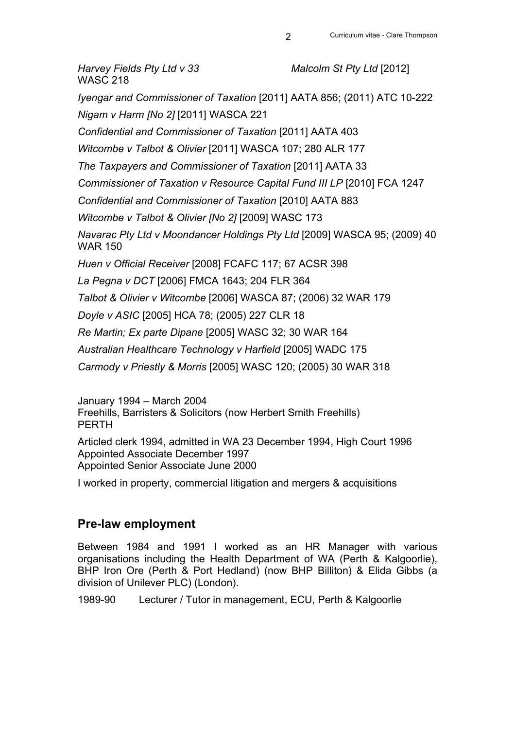*Harvey Fields Pty Ltd v 33 Malcolm St Pty Ltd* [2012] WASC 218

*Iyengar and Commissioner of Taxation* [2011] AATA 856; (2011) ATC 10-222

*Nigam v Harm [No 2]* [2011] WASCA 221

*Confidential and Commissioner of Taxation* [2011] AATA 403

*Witcombe v Talbot & Olivier* [2011] WASCA 107; 280 ALR 177

*The Taxpayers and Commissioner of Taxation* [2011] AATA 33

*Commissioner of Taxation v Resource Capital Fund III LP* [2010] FCA 1247

*Confidential and Commissioner of Taxation* [2010] AATA 883

*Witcombe v Talbot & Olivier [No 2]* [2009] WASC 173

*Navarac Pty Ltd v Moondancer Holdings Pty Ltd* [2009] WASCA 95; (2009) 40 WAR 150

*Huen v Official Receiver* [2008] FCAFC 117; 67 ACSR 398

*La Pegna v DCT* [2006] FMCA 1643; 204 FLR 364

*Talbot & Olivier v Witcombe* [2006] WASCA 87; (2006) 32 WAR 179

*Doyle v ASIC* [2005] HCA 78; (2005) 227 CLR 18

*Re Martin; Ex parte Dipane* [2005] WASC 32; 30 WAR 164

*Australian Healthcare Technology v Harfield* [2005] WADC 175

*Carmody v Priestly & Morris* [2005] WASC 120; (2005) 30 WAR 318

January 1994 – March 2004
Freehills, Barristers & Solicitors (now Herbert Smith Freehills)
PERTH

Articled clerk 1994, admitted in WA 23 December 1994, High Court 1996
Appointed Associate December 1997
Appointed Senior Associate June 2000

I worked in property, commercial litigation and mergers & acquisitions

## Pre-law employment

Between 1984 and 1991 I worked as an HR Manager with various organisations including the Health Department of WA (Perth & Kalgoorlie), BHP Iron Ore (Perth & Port Hedland) (now BHP Billiton) & Elida Gibbs (a division of Unilever PLC) (London).

1989-90 Lecturer / Tutor in management, ECU, Perth & Kalgoorlie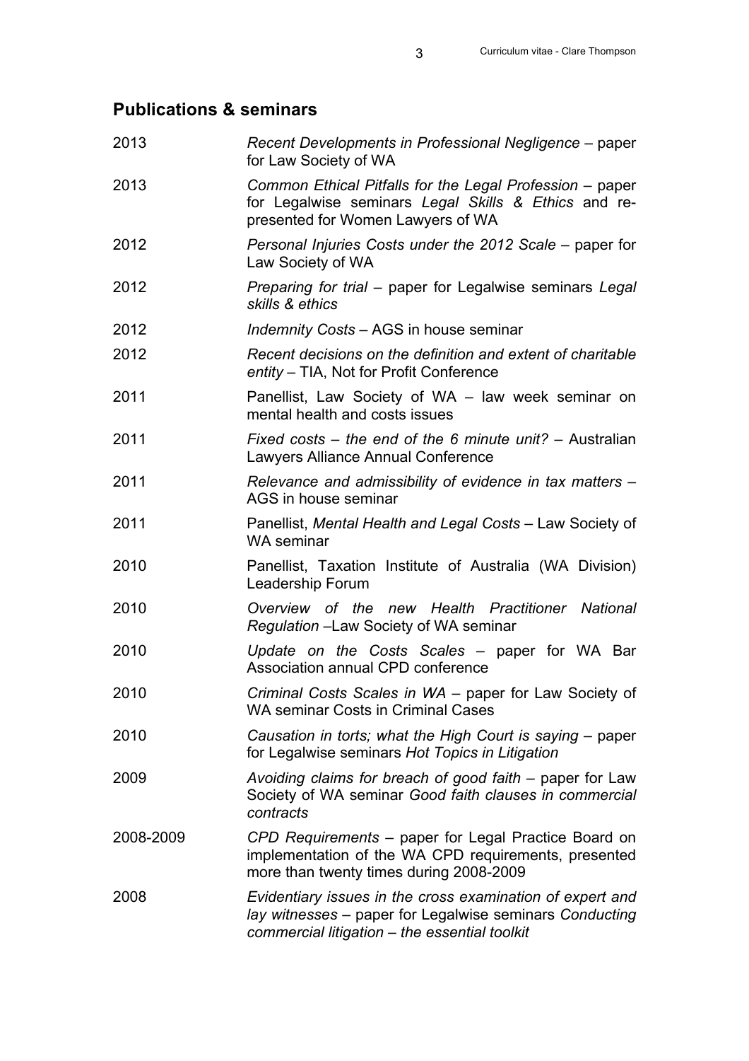## Publications & seminars

| | |
|---|---|
| 2013 | *Recent Developments in Professional Negligence* – paper for Law Society of WA |
| 2013 | *Common Ethical Pitfalls for the Legal Profession* – paper for Legalwise seminars *Legal Skills & Ethics* and re-presented for Women Lawyers of WA |
| 2012 | *Personal Injuries Costs under the 2012 Scale* – paper for Law Society of WA |
| 2012 | *Preparing for trial* – paper for Legalwise seminars *Legal skills & ethics* |
| 2012 | *Indemnity Costs* – AGS in house seminar |
| 2012 | *Recent decisions on the definition and extent of charitable entity* – TIA, Not for Profit Conference |
| 2011 | Panellist, Law Society of WA – law week seminar on mental health and costs issues |
| 2011 | *Fixed costs – the end of the 6 minute unit?* – Australian Lawyers Alliance Annual Conference |
| 2011 | *Relevance and admissibility of evidence in tax matters* – AGS in house seminar |
| 2011 | Panellist, *Mental Health and Legal Costs* – Law Society of WA seminar |
| 2010 | Panellist, Taxation Institute of Australia (WA Division) Leadership Forum |
| 2010 | *Overview of the new Health Practitioner National Regulation* –Law Society of WA seminar |
| 2010 | *Update on the Costs Scales* – paper for WA Bar Association annual CPD conference |
| 2010 | *Criminal Costs Scales in WA* – paper for Law Society of WA seminar Costs in Criminal Cases |
| 2010 | *Causation in torts; what the High Court is saying* – paper for Legalwise seminars *Hot Topics in Litigation* |
| 2009 | *Avoiding claims for breach of good faith* – paper for Law Society of WA seminar *Good faith clauses in commercial contracts* |
| 2008-2009 | *CPD Requirements* – paper for Legal Practice Board on implementation of the WA CPD requirements, presented more than twenty times during 2008-2009 |
| 2008 | *Evidentiary issues in the cross examination of expert and lay witnesses* – paper for Legalwise seminars *Conducting commercial litigation – the essential toolkit* |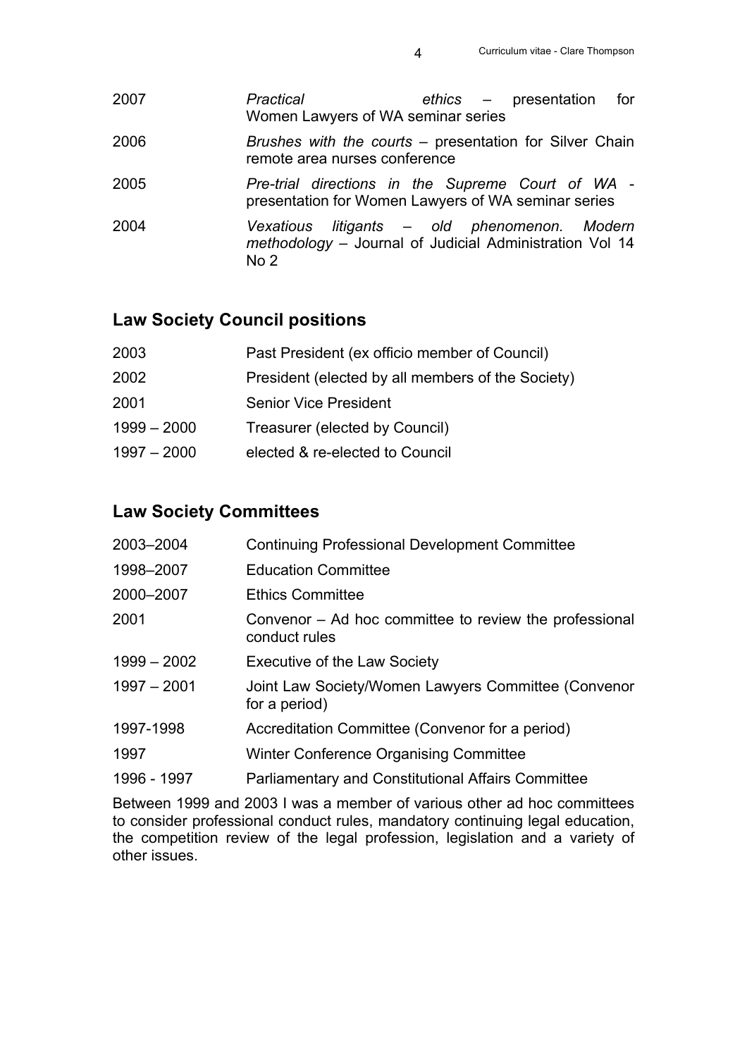| | |
|---|---|
| 2007 | *Practical ethics* – presentation for Women Lawyers of WA seminar series |
| 2006 | *Brushes with the courts* – presentation for Silver Chain remote area nurses conference |
| 2005 | *Pre-trial directions in the Supreme Court of WA* - presentation for Women Lawyers of WA seminar series |
| 2004 | *Vexatious litigants – old phenomenon. Modern methodology* – Journal of Judicial Administration Vol 14 No 2 |

## Law Society Council positions

| | |
|---|---|
| 2003 | Past President (ex officio member of Council) |
| 2002 | President (elected by all members of the Society) |
| 2001 | Senior Vice President |
| 1999 – 2000 | Treasurer (elected by Council) |
| 1997 – 2000 | elected & re-elected to Council |

## Law Society Committees

| | |
|---|---|
| 2003–2004 | Continuing Professional Development Committee |
| 1998–2007 | Education Committee |
| 2000–2007 | Ethics Committee |
| 2001 | Convenor – Ad hoc committee to review the professional conduct rules |
| 1999 – 2002 | Executive of the Law Society |
| 1997 – 2001 | Joint Law Society/Women Lawyers Committee (Convenor for a period) |
| 1997-1998 | Accreditation Committee (Convenor for a period) |
| 1997 | Winter Conference Organising Committee |
| 1996 - 1997 | Parliamentary and Constitutional Affairs Committee |

Between 1999 and 2003 I was a member of various other ad hoc committees to consider professional conduct rules, mandatory continuing legal education, the competition review of the legal profession, legislation and a variety of other issues.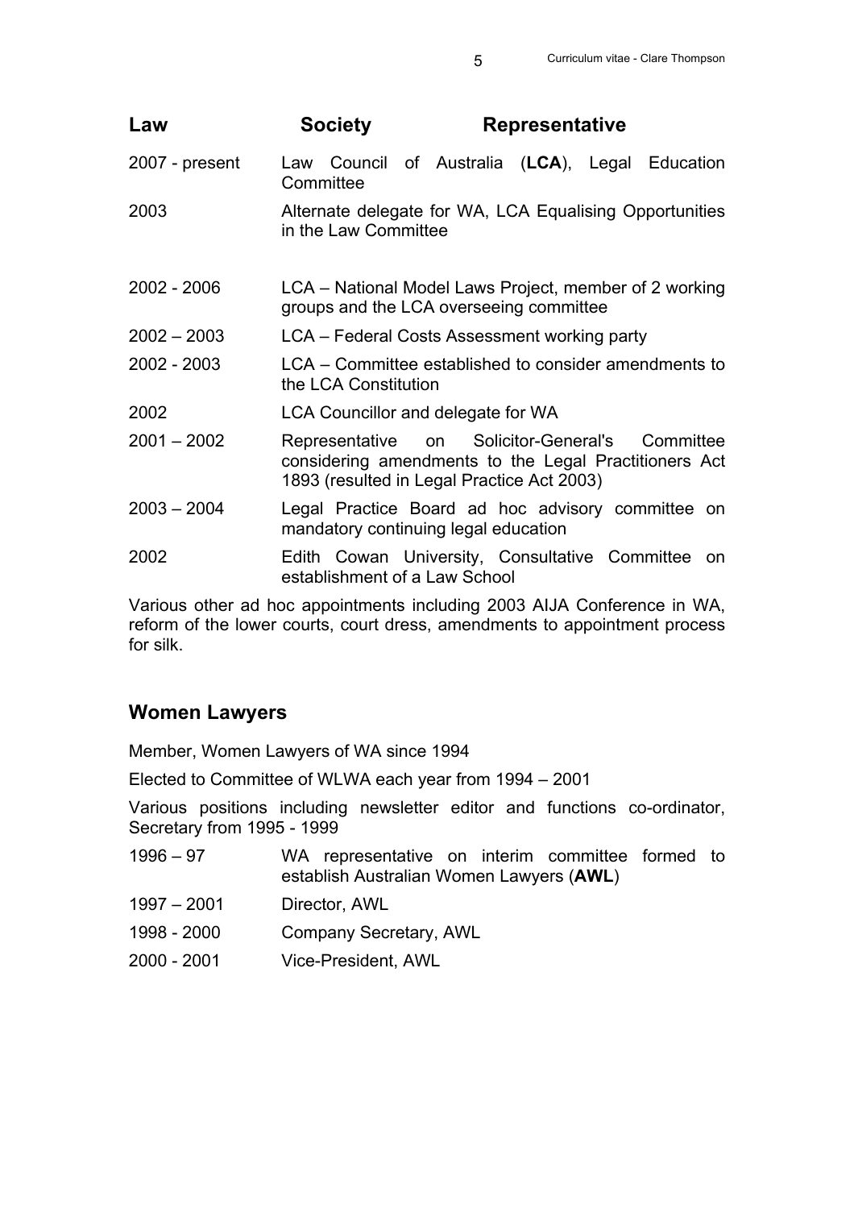## Law Society Representative

| | |
|---|---|
| 2007 - present | Law Council of Australia (**LCA**), Legal Education Committee |
| 2003 | Alternate delegate for WA, LCA Equalising Opportunities in the Law Committee |
| 2002 - 2006 | LCA – National Model Laws Project, member of 2 working groups and the LCA overseeing committee |
| 2002 – 2003 | LCA – Federal Costs Assessment working party |
| 2002 - 2003 | LCA – Committee established to consider amendments to the LCA Constitution |
| 2002 | LCA Councillor and delegate for WA |
| 2001 – 2002 | Representative on Solicitor-General's Committee considering amendments to the Legal Practitioners Act 1893 (resulted in Legal Practice Act 2003) |
| 2003 – 2004 | Legal Practice Board ad hoc advisory committee on mandatory continuing legal education |
| 2002 | Edith Cowan University, Consultative Committee on establishment of a Law School |

Various other ad hoc appointments including 2003 AIJA Conference in WA, reform of the lower courts, court dress, amendments to appointment process for silk.

## Women Lawyers

Member, Women Lawyers of WA since 1994

Elected to Committee of WLWA each year from 1994 – 2001

Various positions including newsletter editor and functions co-ordinator, Secretary from 1995 - 1999

| | |
|---|---|
| 1996 – 97 | WA representative on interim committee formed to establish Australian Women Lawyers (**AWL**) |
| 1997 – 2001 | Director, AWL |
| 1998 - 2000 | Company Secretary, AWL |
| 2000 - 2001 | Vice-President, AWL |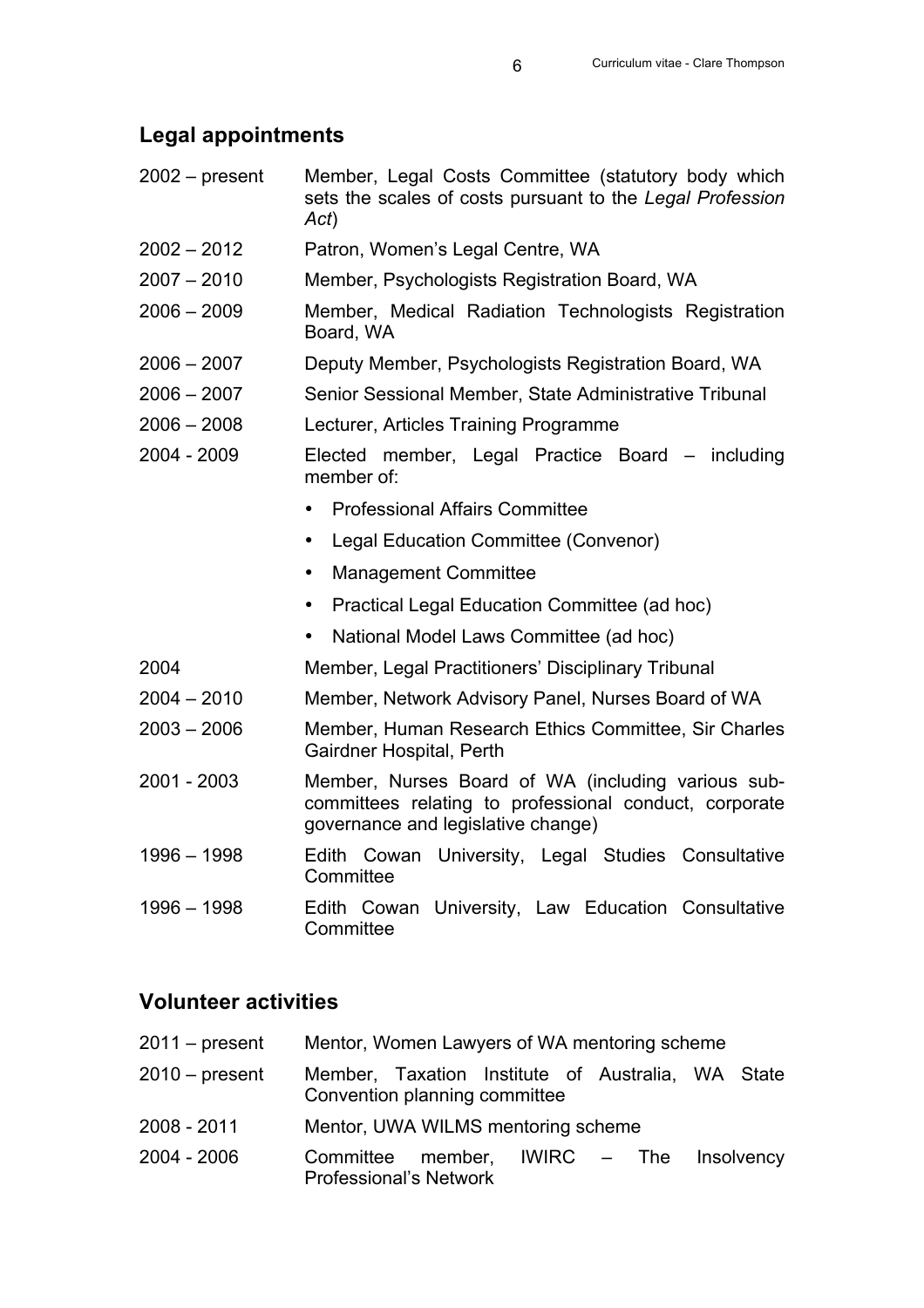## Legal appointments

| | |
|---|---|
| 2002 – present | Member, Legal Costs Committee (statutory body which sets the scales of costs pursuant to the *Legal Profession Act*) |
| 2002 – 2012 | Patron, Women's Legal Centre, WA |
| 2007 – 2010 | Member, Psychologists Registration Board, WA |
| 2006 – 2009 | Member, Medical Radiation Technologists Registration Board, WA |
| 2006 – 2007 | Deputy Member, Psychologists Registration Board, WA |
| 2006 – 2007 | Senior Sessional Member, State Administrative Tribunal |
| 2006 – 2008 | Lecturer, Articles Training Programme |
| 2004 - 2009 | Elected member, Legal Practice Board – including member of:<br>• Professional Affairs Committee<br>• Legal Education Committee (Convenor)<br>• Management Committee<br>• Practical Legal Education Committee (ad hoc)<br>• National Model Laws Committee (ad hoc) |
| 2004 | Member, Legal Practitioners' Disciplinary Tribunal |
| 2004 – 2010 | Member, Network Advisory Panel, Nurses Board of WA |
| 2003 – 2006 | Member, Human Research Ethics Committee, Sir Charles Gairdner Hospital, Perth |
| 2001 - 2003 | Member, Nurses Board of WA (including various sub-committees relating to professional conduct, corporate governance and legislative change) |
| 1996 – 1998 | Edith Cowan University, Legal Studies Consultative Committee |
| 1996 – 1998 | Edith Cowan University, Law Education Consultative Committee |

## Volunteer activities

| | |
|---|---|
| 2011 – present | Mentor, Women Lawyers of WA mentoring scheme |
| 2010 – present | Member, Taxation Institute of Australia, WA State Convention planning committee |
| 2008 - 2011 | Mentor, UWA WILMS mentoring scheme |
| 2004 - 2006 | Committee member, IWIRC – The Insolvency Professional's Network |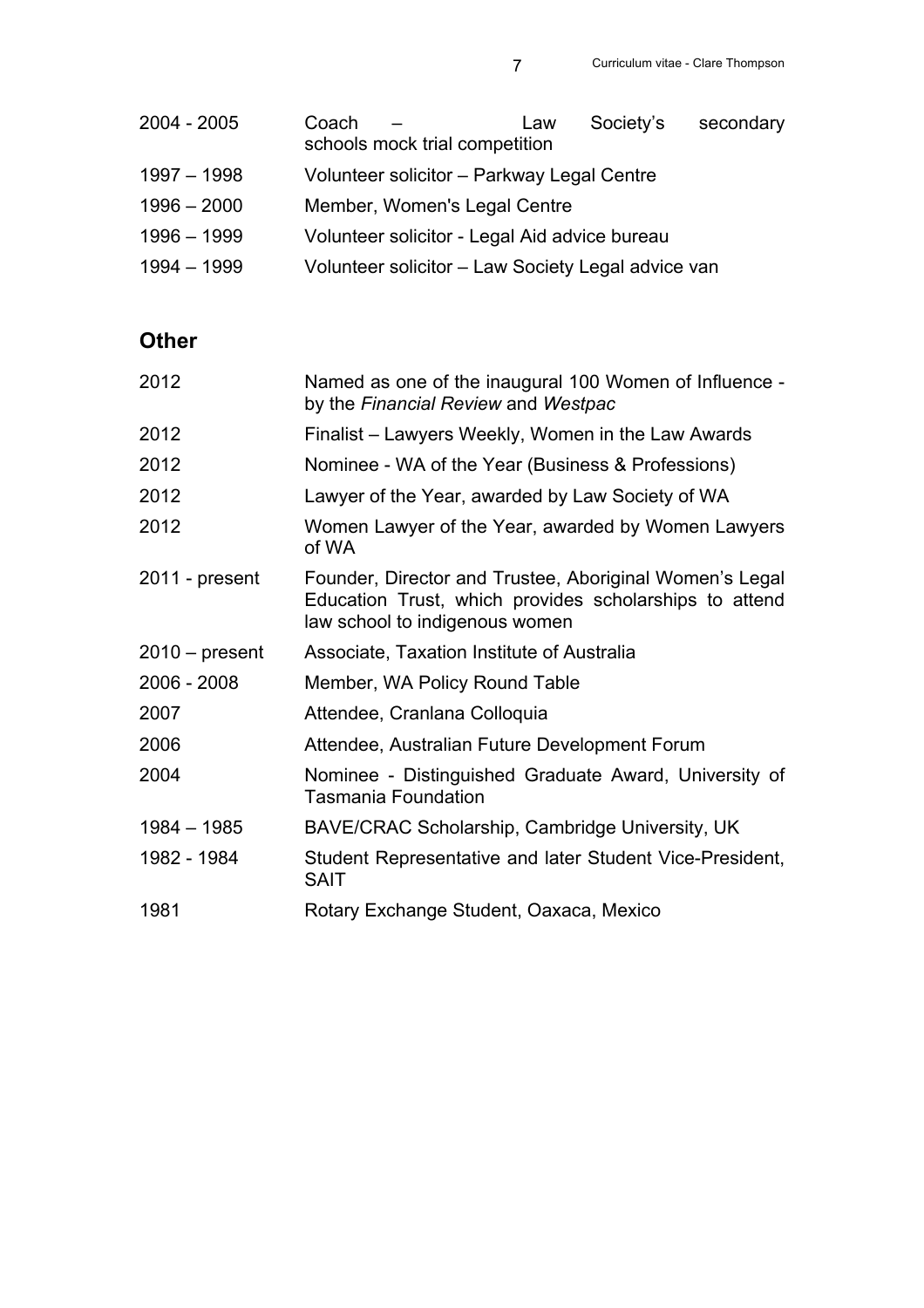| | |
|---|---|
| 2004 - 2005 | Coach – Law Society's secondary schools mock trial competition |
| 1997 – 1998 | Volunteer solicitor – Parkway Legal Centre |
| 1996 – 2000 | Member, Women's Legal Centre |
| 1996 – 1999 | Volunteer solicitor - Legal Aid advice bureau |
| 1994 – 1999 | Volunteer solicitor – Law Society Legal advice van |

## Other

| | |
|---|---|
| 2012 | Named as one of the inaugural 100 Women of Influence - by the *Financial Review* and *Westpac* |
| 2012 | Finalist – Lawyers Weekly, Women in the Law Awards |
| 2012 | Nominee - WA of the Year (Business & Professions) |
| 2012 | Lawyer of the Year, awarded by Law Society of WA |
| 2012 | Women Lawyer of the Year, awarded by Women Lawyers of WA |
| 2011 - present | Founder, Director and Trustee, Aboriginal Women's Legal Education Trust, which provides scholarships to attend law school to indigenous women |
| 2010 – present | Associate, Taxation Institute of Australia |
| 2006 - 2008 | Member, WA Policy Round Table |
| 2007 | Attendee, Cranlana Colloquia |
| 2006 | Attendee, Australian Future Development Forum |
| 2004 | Nominee - Distinguished Graduate Award, University of Tasmania Foundation |
| 1984 – 1985 | BAVE/CRAC Scholarship, Cambridge University, UK |
| 1982 - 1984 | Student Representative and later Student Vice-President, SAIT |
| 1981 | Rotary Exchange Student, Oaxaca, Mexico |